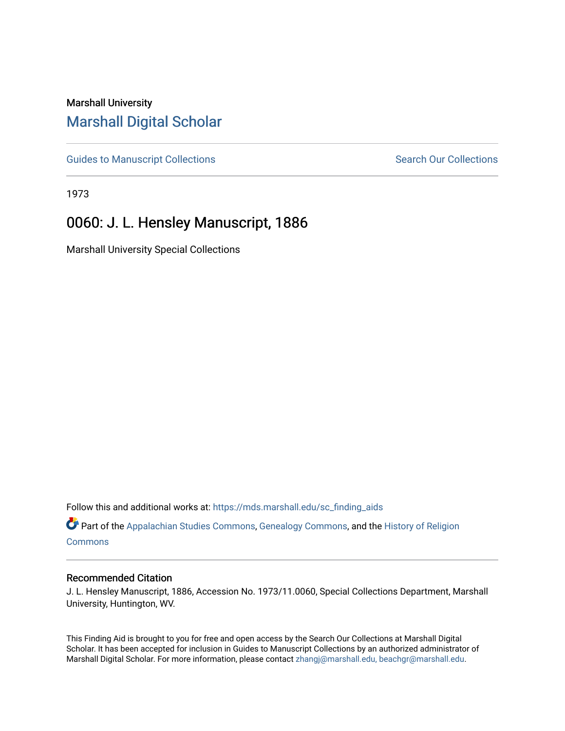Marshall University

# Marshall Digital Scholar

Guides to Manuscript Collections | Search Our Collections

1973

## 0060: J. L. Hensley Manuscript, 1886

Marshall University Special Collections

Follow this and additional works at: https://mds.marshall.edu/sc_finding_aids

Part of the Appalachian Studies Commons, Genealogy Commons, and the History of Religion Commons

### Recommended Citation

J. L. Hensley Manuscript, 1886, Accession No. 1973/11.0060, Special Collections Department, Marshall University, Huntington, WV.

This Finding Aid is brought to you for free and open access by the Search Our Collections at Marshall Digital Scholar. It has been accepted for inclusion in Guides to Manuscript Collections by an authorized administrator of Marshall Digital Scholar. For more information, please contact zhangj@marshall.edu, beachgr@marshall.edu.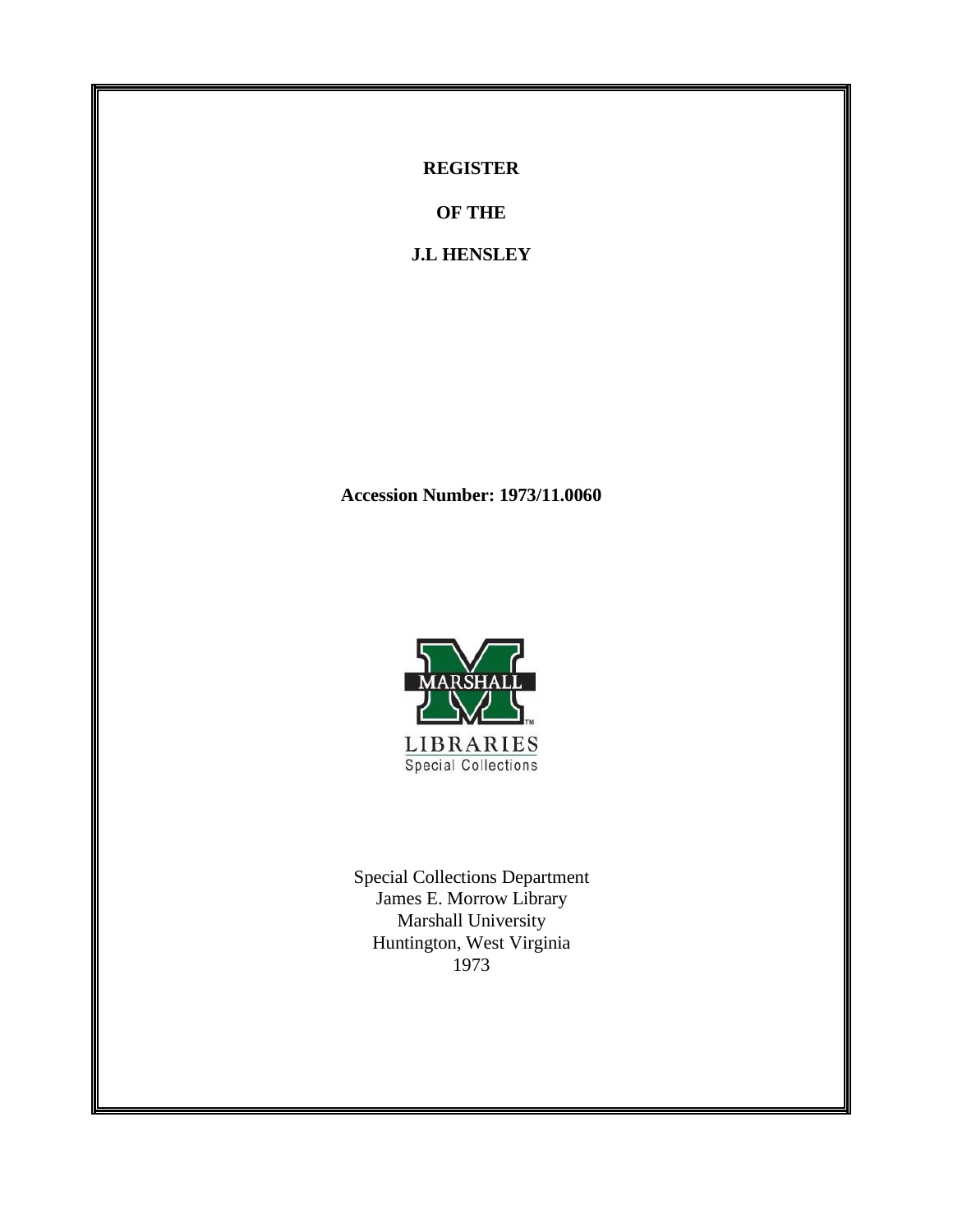**REGISTER**

**OF THE**

**J.L HENSLEY**

**Accession Number: 1973/11.0060**

MARSHALL

LIBRARIES

Special Collections

Special Collections Department
James E. Morrow Library
Marshall University
Huntington, West Virginia
1973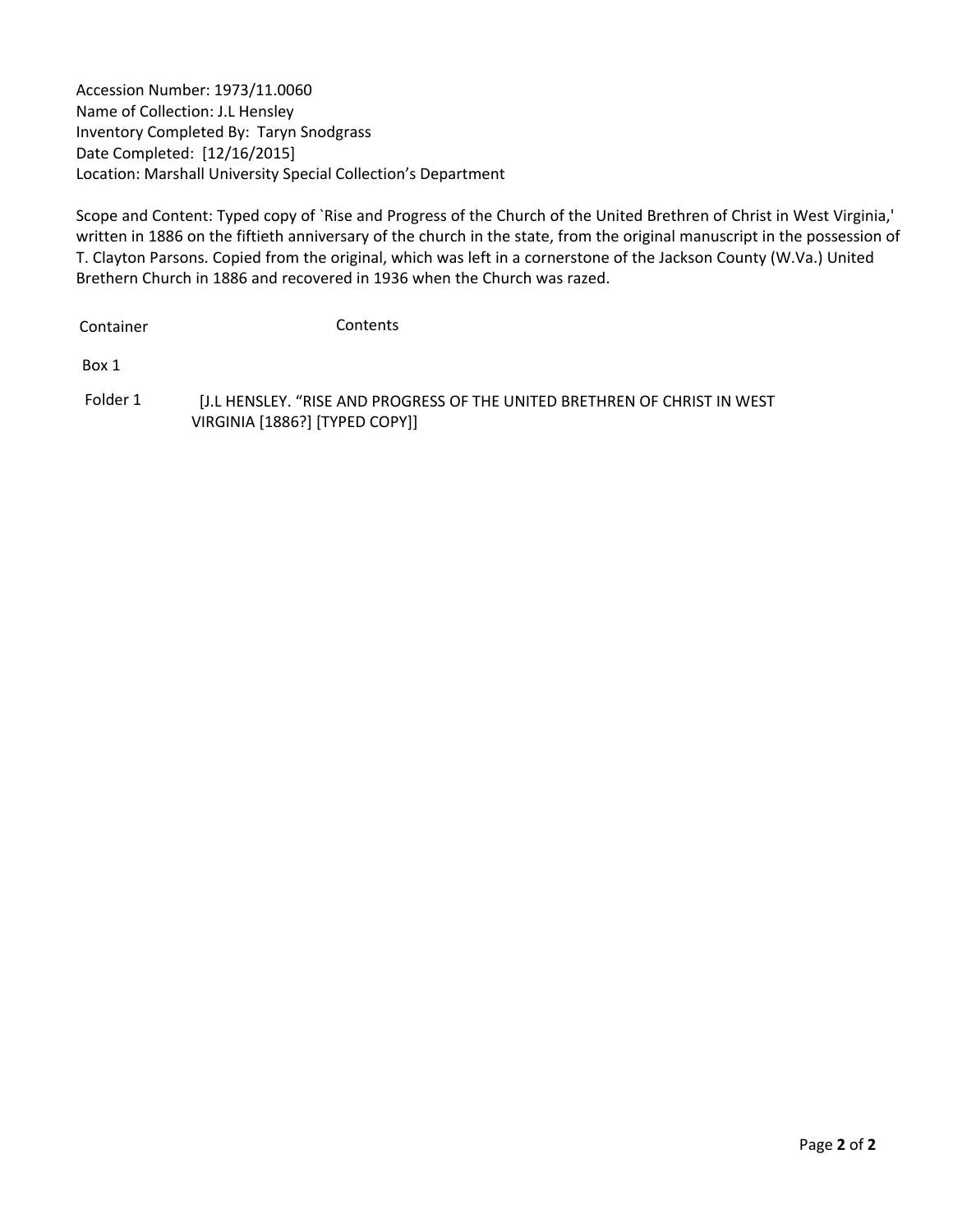Accession Number: 1973/11.0060
Name of Collection: J.L Hensley
Inventory Completed By: Taryn Snodgrass
Date Completed: [12/16/2015]
Location: Marshall University Special Collection's Department

Scope and Content: Typed copy of `Rise and Progress of the Church of the United Brethren of Christ in West Virginia,' written in 1886 on the fiftieth anniversary of the church in the state, from the original manuscript in the possession of T. Clayton Parsons. Copied from the original, which was left in a cornerstone of the Jackson County (W.Va.) United Brethern Church in 1886 and recovered in 1936 when the Church was razed.

| Container | Contents |
| --- | --- |
| Box 1 | |
| Folder 1 | [J.L HENSLEY. "RISE AND PROGRESS OF THE UNITED BRETHREN OF CHRIST IN WEST VIRGINIA [1886?] [TYPED COPY]] |